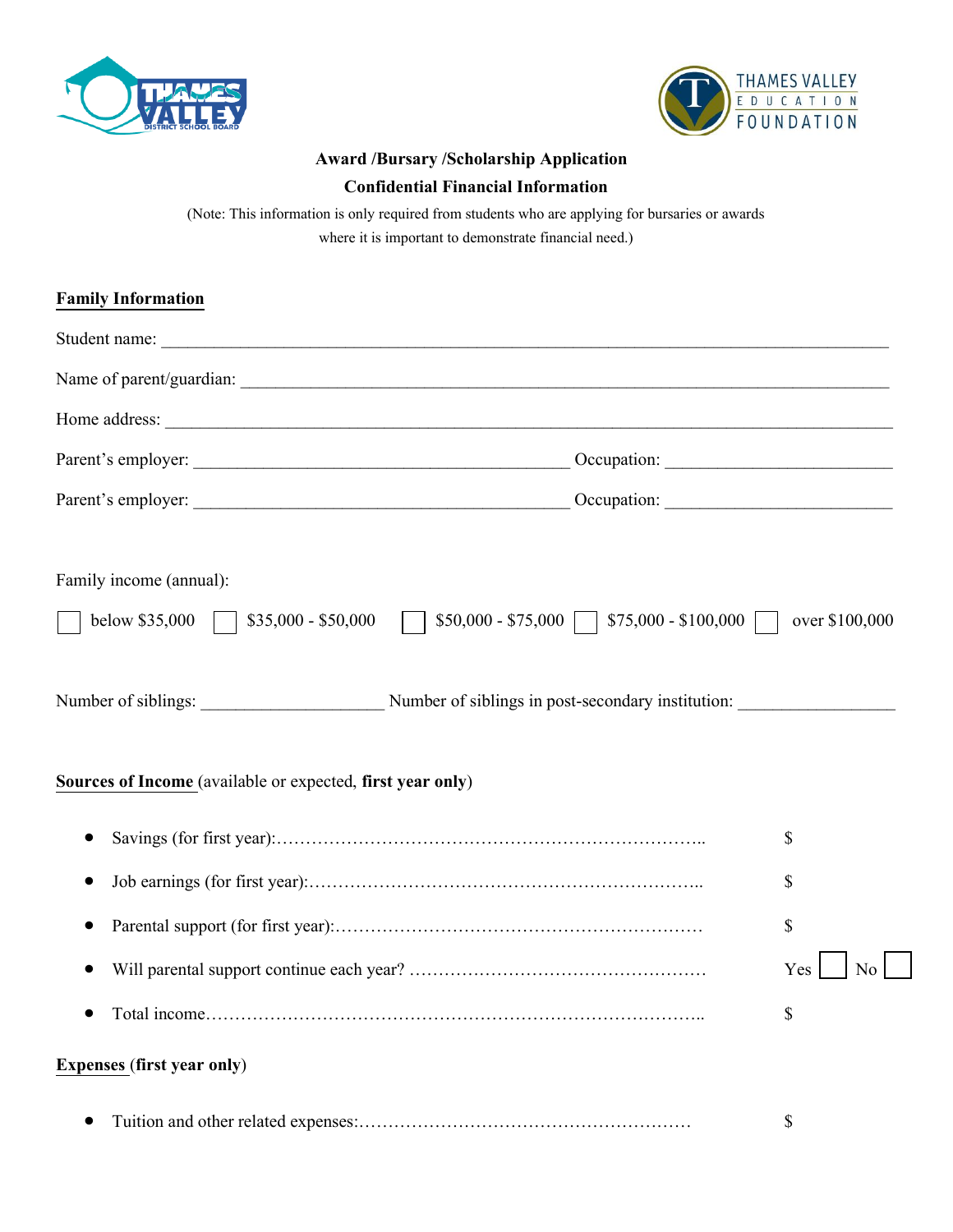THAMES VALLEY DISTRICT SCHOOL BOARD

THAMES VALLEY EDUCATION FOUNDATION

**Award /Bursary /Scholarship Application**

**Confidential Financial Information**

(Note: This information is only required from students who are applying for bursaries or awards where it is important to demonstrate financial need.)

## Family Information

Student name: \_\_\_\_\_\_\_\_\_\_\_\_\_\_\_\_\_\_\_\_\_\_\_\_\_\_\_\_\_\_\_\_\_\_\_\_\_\_\_\_\_\_\_\_\_\_\_\_\_\_\_\_\_\_\_\_\_\_\_\_\_\_\_\_\_\_\_\_

Name of parent/guardian: \_\_\_\_\_\_\_\_\_\_\_\_\_\_\_\_\_\_\_\_\_\_\_\_\_\_\_\_\_\_\_\_\_\_\_\_\_\_\_\_\_\_\_\_\_\_\_\_\_\_\_\_\_\_\_\_\_\_

Home address: \_\_\_\_\_\_\_\_\_\_\_\_\_\_\_\_\_\_\_\_\_\_\_\_\_\_\_\_\_\_\_\_\_\_\_\_\_\_\_\_\_\_\_\_\_\_\_\_\_\_\_\_\_\_\_\_\_\_\_\_\_\_\_\_\_\_\_

Parent's employer: \_\_\_\_\_\_\_\_\_\_\_\_\_\_\_\_\_\_\_\_\_\_\_\_\_\_\_\_\_\_\_\_\_\_\_ Occupation: \_\_\_\_\_\_\_\_\_\_\_\_\_\_\_\_\_\_\_\_

Parent's employer: \_\_\_\_\_\_\_\_\_\_\_\_\_\_\_\_\_\_\_\_\_\_\_\_\_\_\_\_\_\_\_\_\_\_\_ Occupation: \_\_\_\_\_\_\_\_\_\_\_\_\_\_\_\_\_\_\_\_

Family income (annual):

☐ below $35,000 ☐ $35,000 - $50,000 ☐ $50,000 - $75,000 ☐ $75,000 - $100,000 ☐ over $100,000

Number of siblings: \_\_\_\_\_\_\_\_\_\_\_\_\_\_\_\_ Number of siblings in post-secondary institution: \_\_\_\_\_\_\_\_\_\_\_\_\_\_

## Sources of Income (available or expected, **first year only**)

- Savings (for first year):………………………………………………………………….. $
- Job earnings (for first year):…………………………………………………………….. $
- Parental support (for first year):……………………………………………………… $
- Will parental support continue each year? …………………………………………… Yes ☐ No ☐
- Total income……………………………………………………………………………….. $

## Expenses (**first year only**)

- Tuition and other related expenses:………………………………………………… $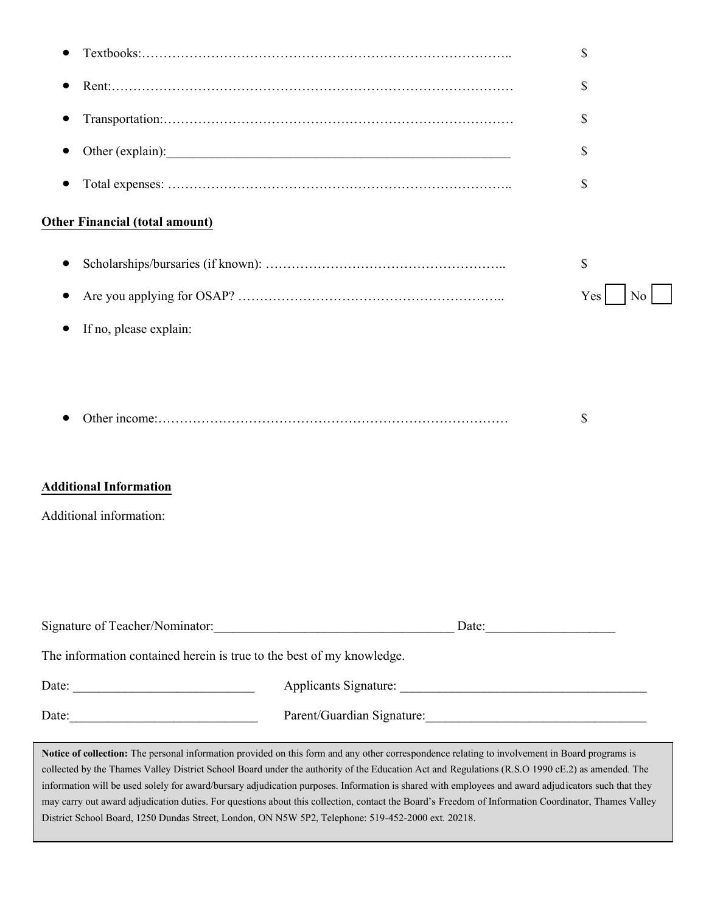- Textbooks:………………………………………………………………………….. $
- Rent:………………………………………………………………………………… $
- Transportation:……………………………………………………………………… $
- Other (explain):____________________________________________________ $
- Total expenses: ………………………………………………………………….. $

**Other Financial (total amount)**

- Scholarships/bursaries (if known): ……………………………………………….. $
- Are you applying for OSAP? …………………………………………………….. Yes ☐ No ☐
- If no, please explain:

- Other income:……………………………………………………………………… $

**Additional Information**

Additional information:

Signature of Teacher/Nominator:____________________________________ Date:___________________

The information contained herein is true to the best of my knowledge.

Date: ___________________________ Applicants Signature: _____________________________________

Date:____________________________ Parent/Guardian Signature:_________________________________

**Notice of collection:** The personal information provided on this form and any other correspondence relating to involvement in Board programs is collected by the Thames Valley District School Board under the authority of the Education Act and Regulations (R.S.O 1990 cE.2) as amended. The information will be used solely for award/bursary adjudication purposes. Information is shared with employees and award adjudicators such that they may carry out award adjudication duties. For questions about this collection, contact the Board's Freedom of Information Coordinator, Thames Valley District School Board, 1250 Dundas Street, London, ON N5W 5P2, Telephone: 519-452-2000 ext. 20218.